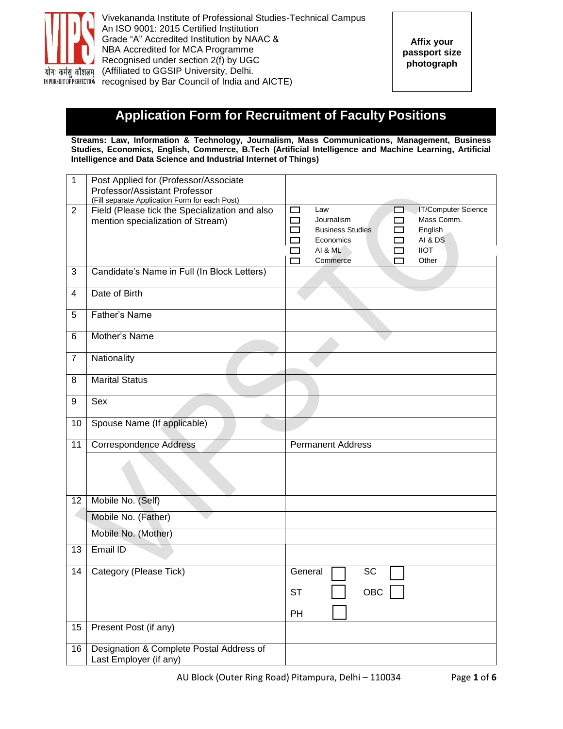Vivekananda Institute of Professional Studies-Technical Campus
An ISO 9001: 2015 Certified Institution
Grade "A" Accredited Institution by NAAC &
NBA Accredited for MCA Programme
Recognised under section 2(f) by UGC
(Affiliated to GGSIP University, Delhi.
recognised by Bar Council of India and AICTE)

योगः कर्मसु कौशलम्
IN PURSUIT OF PERFECTION

**Affix your passport size photograph**

# Application Form for Recruitment of Faculty Positions

**Streams: Law, Information & Technology, Journalism, Mass Communications, Management, Business Studies, Economics, English, Commerce, B.Tech (Artificial Intelligence and Machine Learning, Artificial Intelligence and Data Science and Industrial Internet of Things)**

| | | | |
|---|---|---|---|
| 1 | Post Applied for (Professor/Associate Professor/Assistant Professor<br>(Fill separate Application Form for each Post) | | |
| 2 | Field (Please tick the Specialization and also mention specialization of Stream) | ☐ Law<br>☐ Journalism<br>☐ Business Studies<br>☐ Economics<br>☐ AI & ML<br>☐ Commerce | ☐ IT/Computer Science<br>☐ Mass Comm.<br>☐ English<br>☐ AI & DS<br>☐ IIOT<br>☐ Other |
| 3 | Candidate's Name in Full (In Block Letters) | | |
| 4 | Date of Birth | | |
| 5 | Father's Name | | |
| 6 | Mother's Name | | |
| 7 | Nationality | | |
| 8 | Marital Status | | |
| 9 | Sex | | |
| 10 | Spouse Name (If applicable) | | |
| 11 | Correspondence Address | Permanent Address | |
| | | | |
| 12 | Mobile No. (Self) | | |
| | Mobile No. (Father) | | |
| | Mobile No. (Mother) | | |
| 13 | Email ID | | |
| 14 | Category (Please Tick) | General ☐ SC ☐<br>ST ☐ OBC ☐<br>PH ☐ | |
| 15 | Present Post (if any) | | |
| 16 | Designation & Complete Postal Address of Last Employer (if any) | | |

AU Block (Outer Ring Road) Pitampura, Delhi – 110034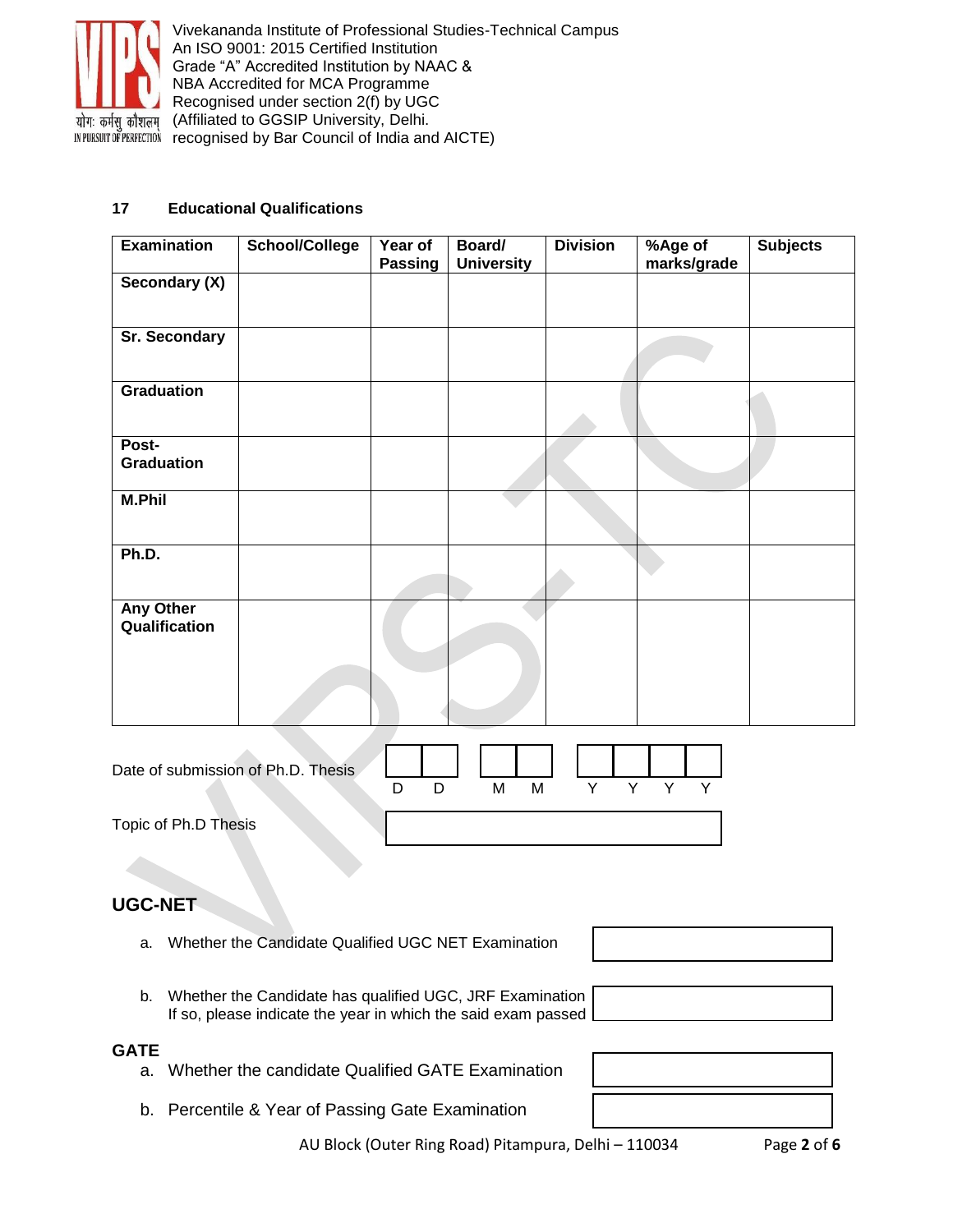Vivekananda Institute of Professional Studies-Technical Campus
An ISO 9001: 2015 Certified Institution
Grade "A" Accredited Institution by NAAC &
NBA Accredited for MCA Programme
Recognised under section 2(f) by UGC
(Affiliated to GGSIP University, Delhi.
recognised by Bar Council of India and AICTE)

**17 Educational Qualifications**

| Examination | School/College | Year of Passing | Board/ University | Division | %Age of marks/grade | Subjects |
|---|---|---|---|---|---|---|
| **Secondary (X)** | | | | | | |
| **Sr. Secondary** | | | | | | |
| **Graduation** | | | | | | |
| **Post-Graduation** | | | | | | |
| **M.Phil** | | | | | | |
| **Ph.D.** | | | | | | |
| **Any Other Qualification** | | | | | | |

Date of submission of Ph.D. Thesis [ D D ] [ M M ] [ Y Y Y Y ]

Topic of Ph.D Thesis [ ]

## UGC-NET

a. Whether the Candidate Qualified UGC NET Examination [ ]

b. Whether the Candidate has qualified UGC, JRF Examination If so, please indicate the year in which the said exam passed [ ]

## GATE

a. Whether the candidate Qualified GATE Examination [ ]

b. Percentile & Year of Passing Gate Examination [ ]

AU Block (Outer Ring Road) Pitampura, Delhi – 110034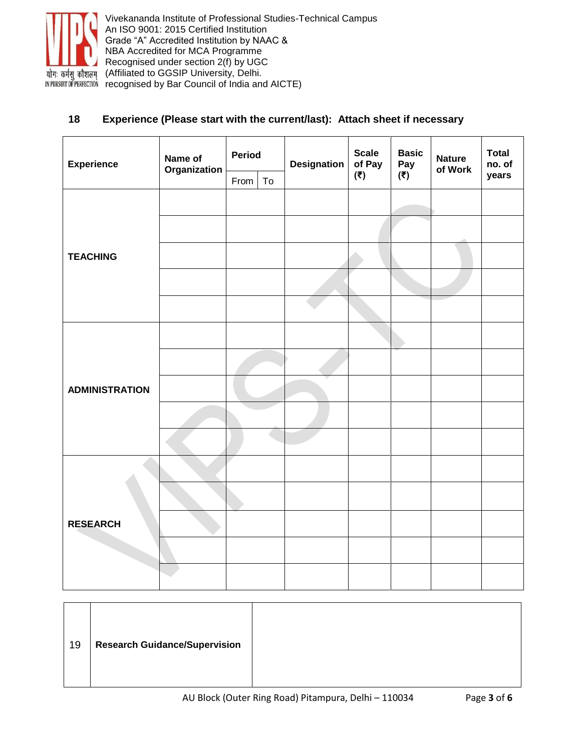Vivekananda Institute of Professional Studies-Technical Campus
An ISO 9001: 2015 Certified Institution
Grade "A" Accredited Institution by NAAC &
NBA Accredited for MCA Programme
Recognised under section 2(f) by UGC
(Affiliated to GGSIP University, Delhi.
recognised by Bar Council of India and AICTE)

## 18 Experience (Please start with the current/last): Attach sheet if necessary

| Experience | Name of Organization | Period | | Designation | Scale of Pay (₹) | Basic Pay (₹) | Nature of Work | Total no. of years |
|---|---|---|---|---|---|---|---|---|
| | | From | To | | | | | |
| TEACHING | | | | | | | | |
| | | | | | | | | |
| | | | | | | | | |
| | | | | | | | | |
| | | | | | | | | |
| ADMINISTRATION | | | | | | | | |
| | | | | | | | | |
| | | | | | | | | |
| | | | | | | | | |
| | | | | | | | | |
| RESEARCH | | | | | | | | |
| | | | | | | | | |
| | | | | | | | | |
| | | | | | | | | |
| | | | | | | | | |

| 19 | Research Guidance/Supervision | |
|---|---|---|

AU Block (Outer Ring Road) Pitampura, Delhi – 110034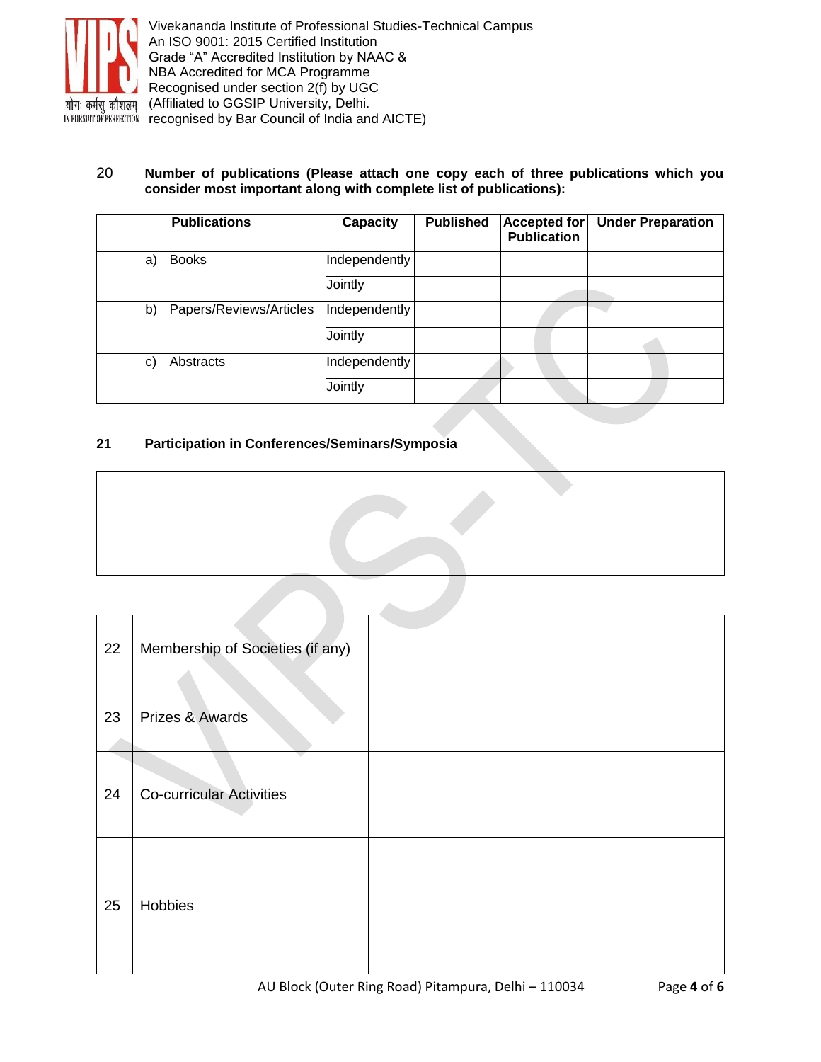20 **Number of publications (Please attach one copy each of three publications which you consider most important along with complete list of publications):**

| Publications | Capacity | Published | Accepted for Publication | Under Preparation |
|---|---|---|---|---|
| a) Books | Independently | | | |
| | Jointly | | | |
| b) Papers/Reviews/Articles | Independently | | | |
| | Jointly | | | |
| c) Abstracts | Independently | | | |
| | Jointly | | | |

**21 Participation in Conferences/Seminars/Symposia**

| |
|---|
| |

| | | |
|---|---|---|
| 22 | Membership of Societies (if any) | |
| 23 | Prizes & Awards | |
| 24 | Co-curricular Activities | |
| 25 | Hobbies | |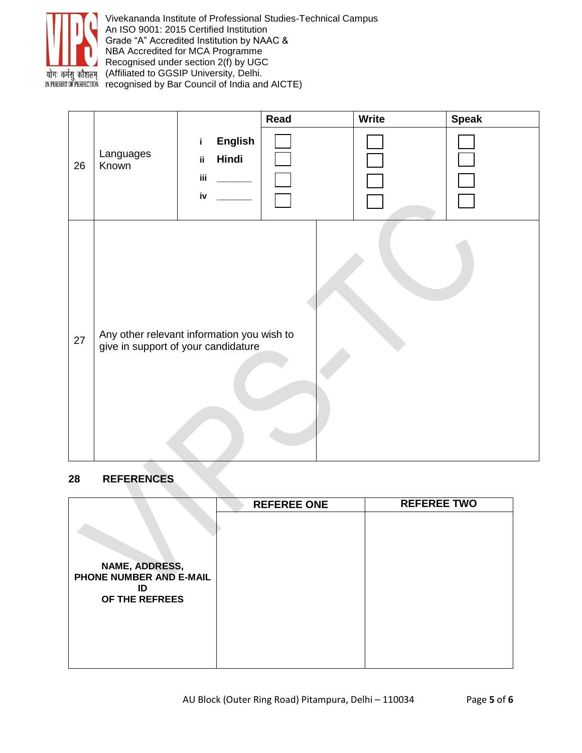Vivekananda Institute of Professional Studies-Technical Campus
An ISO 9001: 2015 Certified Institution
Grade "A" Accredited Institution by NAAC &
NBA Accredited for MCA Programme
Recognised under section 2(f) by UGC
(Affiliated to GGSIP University, Delhi.
recognised by Bar Council of India and AICTE)

| | | | Read | Write | Speak |
|---|---|---|---|---|---|
| 26 | Languages Known | i **English** | ☐ | ☐ | ☐ |
| | | ii **Hindi** | ☐ | ☐ | ☐ |
| | | iii _______ | ☐ | ☐ | ☐ |
| | | iv _______ | ☐ | ☐ | ☐ |

| | | |
|---|---|---|
| 27 | Any other relevant information you wish to give in support of your candidature | |

## 28 REFERENCES

| | REFEREE ONE | REFEREE TWO |
|---|---|---|
| **NAME, ADDRESS, PHONE NUMBER AND E-MAIL ID OF THE REFREES** | | |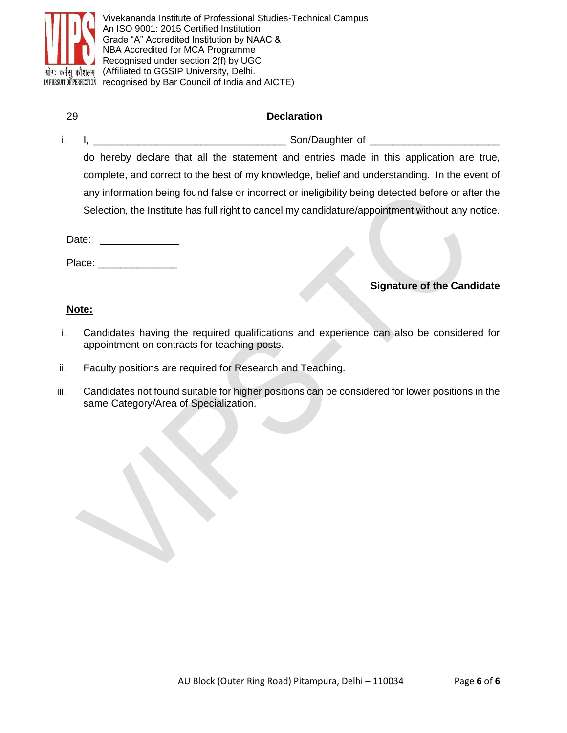29 **Declaration**

i. I, __________________________________ Son/Daughter of _______________________ do hereby declare that all the statement and entries made in this application are true, complete, and correct to the best of my knowledge, belief and understanding. In the event of any information being found false or incorrect or ineligibility being detected before or after the Selection, the Institute has full right to cancel my candidature/appointment without any notice.

Date: ______________

Place: ______________

**Signature of the Candidate**

**Note:**

i. Candidates having the required qualifications and experience can also be considered for appointment on contracts for teaching posts.

ii. Faculty positions are required for Research and Teaching.

iii. Candidates not found suitable for higher positions can be considered for lower positions in the same Category/Area of Specialization.